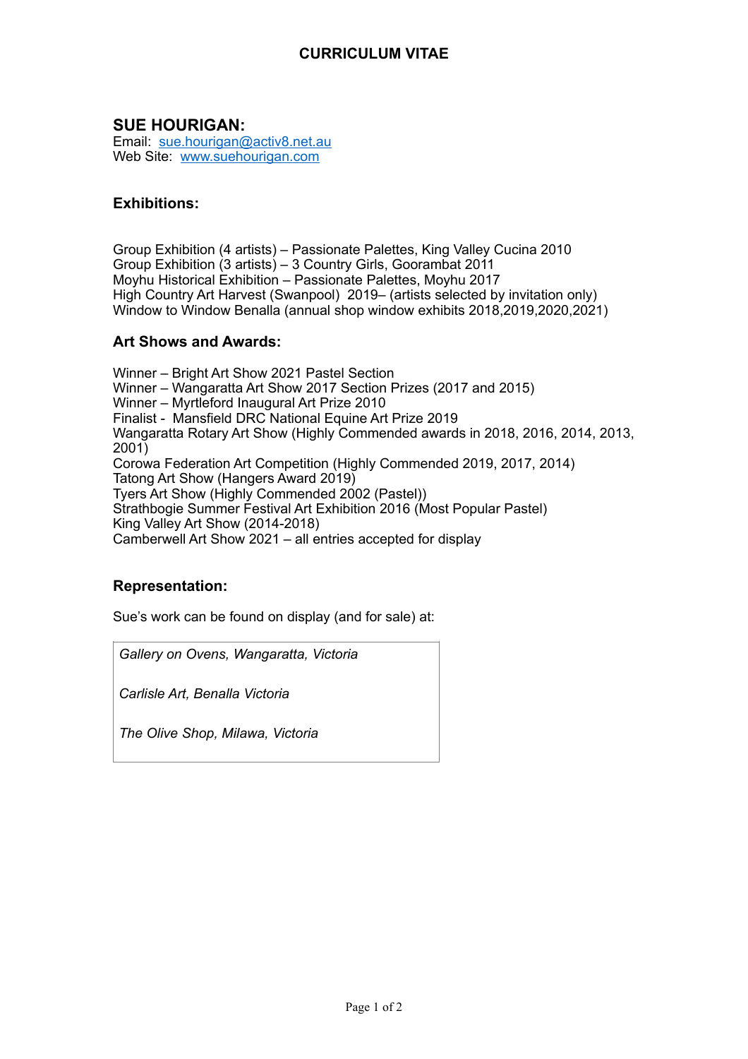# CURRICULUM VITAE

## SUE HOURIGAN:

Email: sue.hourigan@activ8.net.au
Web Site: www.suehourigan.com

### Exhibitions:

Group Exhibition (4 artists) – Passionate Palettes, King Valley Cucina 2010
Group Exhibition (3 artists) – 3 Country Girls, Goorambat 2011
Moyhu Historical Exhibition – Passionate Palettes, Moyhu 2017
High Country Art Harvest (Swanpool) 2019– (artists selected by invitation only)
Window to Window Benalla (annual shop window exhibits 2018,2019,2020,2021)

### Art Shows and Awards:

Winner – Bright Art Show 2021 Pastel Section
Winner – Wangaratta Art Show 2017 Section Prizes (2017 and 2015)
Winner – Myrtleford Inaugural Art Prize 2010
Finalist - Mansfield DRC National Equine Art Prize 2019
Wangaratta Rotary Art Show (Highly Commended awards in 2018, 2016, 2014, 2013, 2001)
Corowa Federation Art Competition (Highly Commended 2019, 2017, 2014)
Tatong Art Show (Hangers Award 2019)
Tyers Art Show (Highly Commended 2002 (Pastel))
Strathbogie Summer Festival Art Exhibition 2016 (Most Popular Pastel)
King Valley Art Show (2014-2018)
Camberwell Art Show 2021 – all entries accepted for display

### Representation:

Sue's work can be found on display (and for sale) at:

*Gallery on Ovens, Wangaratta, Victoria*

*Carlisle Art, Benalla Victoria*

*The Olive Shop, Milawa, Victoria*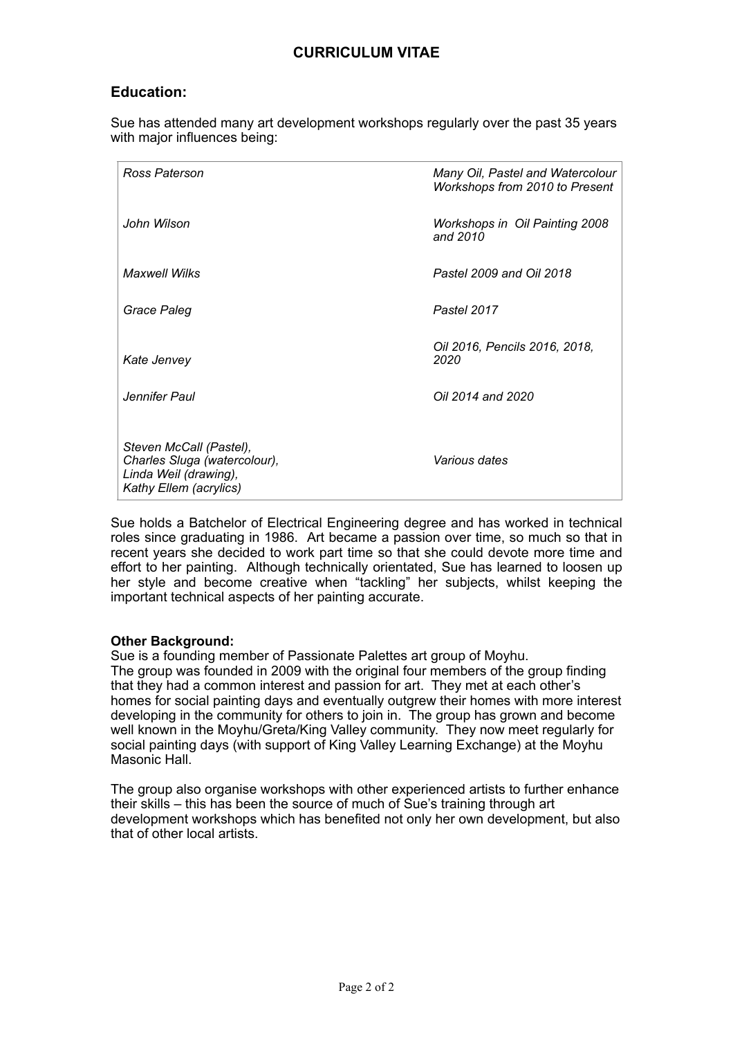## CURRICULUM VITAE

### Education:

Sue has attended many art development workshops regularly over the past 35 years with major influences being:

| | |
|---|---|
| *Ross Paterson* | *Many Oil, Pastel and Watercolour Workshops from 2010 to Present* |
| *John Wilson* | *Workshops in Oil Painting 2008 and 2010* |
| *Maxwell Wilks* | *Pastel 2009 and Oil 2018* |
| *Grace Paleg* | *Pastel 2017* |
| *Kate Jenvey* | *Oil 2016, Pencils 2016, 2018, 2020* |
| *Jennifer Paul* | *Oil 2014 and 2020* |
| *Steven McCall (Pastel), Charles Sluga (watercolour), Linda Weil (drawing), Kathy Ellem (acrylics)* | *Various dates* |

Sue holds a Batchelor of Electrical Engineering degree and has worked in technical roles since graduating in 1986. Art became a passion over time, so much so that in recent years she decided to work part time so that she could devote more time and effort to her painting. Although technically orientated, Sue has learned to loosen up her style and become creative when "tackling" her subjects, whilst keeping the important technical aspects of her painting accurate.

**Other Background:**

Sue is a founding member of Passionate Palettes art group of Moyhu.
The group was founded in 2009 with the original four members of the group finding that they had a common interest and passion for art. They met at each other's homes for social painting days and eventually outgrew their homes with more interest developing in the community for others to join in. The group has grown and become well known in the Moyhu/Greta/King Valley community. They now meet regularly for social painting days (with support of King Valley Learning Exchange) at the Moyhu Masonic Hall.

The group also organise workshops with other experienced artists to further enhance their skills – this has been the source of much of Sue's training through art development workshops which has benefited not only her own development, but also that of other local artists.